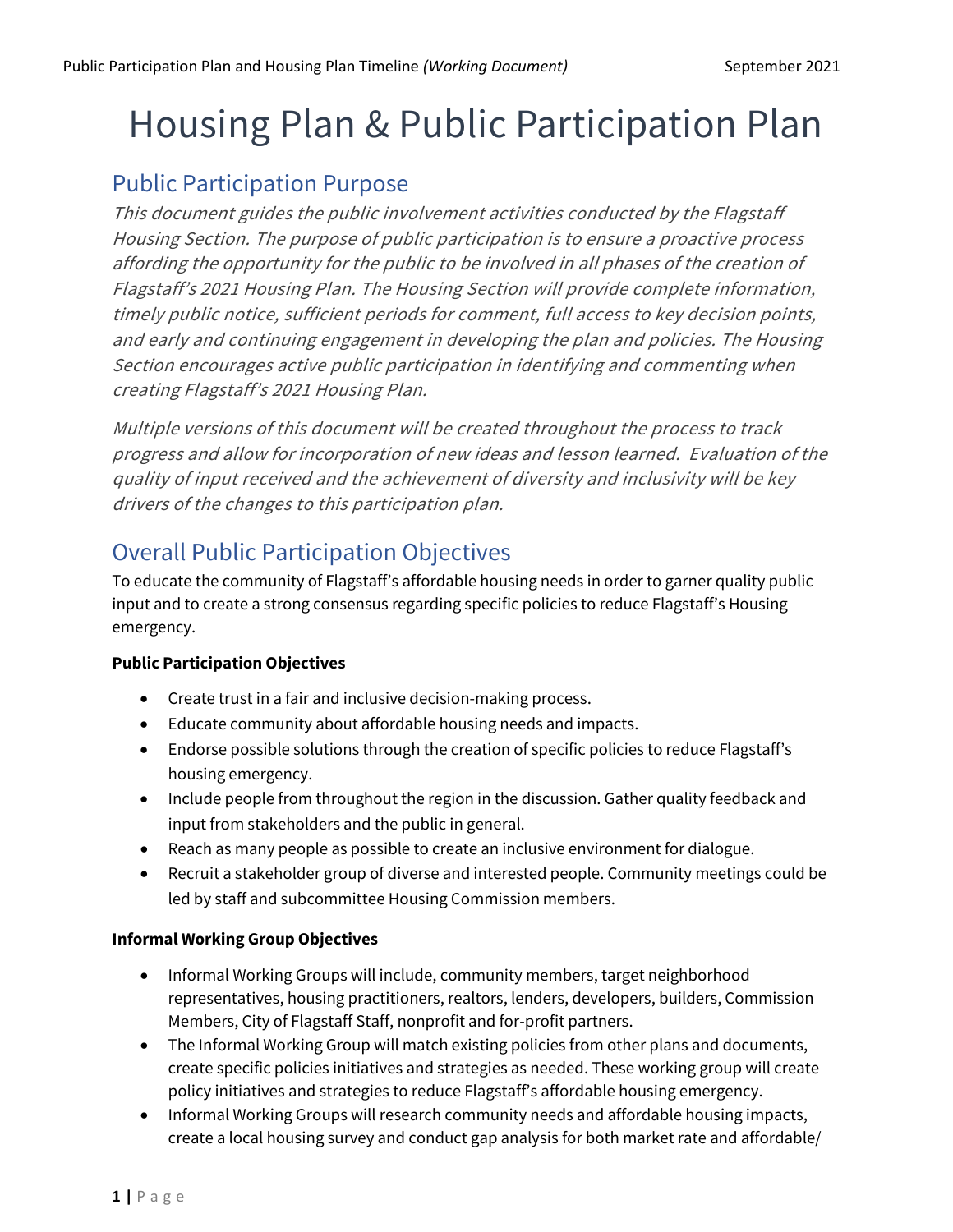# Housing Plan & Public Participation Plan

## Public Participation Purpose

*This document guides the public involvement activities conducted by the Flagstaff Housing Section. The purpose of public participation is to ensure a proactive process affording the opportunity for the public to be involved in all phases of the creation of Flagstaff's 2021 Housing Plan. The Housing Section will provide complete information, timely public notice, sufficient periods for comment, full access to key decision points, and early and continuing engagement in developing the plan and policies. The Housing Section encourages active public participation in identifying and commenting when creating Flagstaff's 2021 Housing Plan.*

*Multiple versions of this document will be created throughout the process to track progress and allow for incorporation of new ideas and lesson learned. Evaluation of the quality of input received and the achievement of diversity and inclusivity will be key drivers of the changes to this participation plan.*

## Overall Public Participation Objectives

To educate the community of Flagstaff's affordable housing needs in order to garner quality public input and to create a strong consensus regarding specific policies to reduce Flagstaff's Housing emergency.

**Public Participation Objectives**

- Create trust in a fair and inclusive decision-making process.
- Educate community about affordable housing needs and impacts.
- Endorse possible solutions through the creation of specific policies to reduce Flagstaff's housing emergency.
- Include people from throughout the region in the discussion. Gather quality feedback and input from stakeholders and the public in general.
- Reach as many people as possible to create an inclusive environment for dialogue.
- Recruit a stakeholder group of diverse and interested people. Community meetings could be led by staff and subcommittee Housing Commission members.

**Informal Working Group Objectives**

- Informal Working Groups will include, community members, target neighborhood representatives, housing practitioners, realtors, lenders, developers, builders, Commission Members, City of Flagstaff Staff, nonprofit and for-profit partners.
- The Informal Working Group will match existing policies from other plans and documents, create specific policies initiatives and strategies as needed. These working group will create policy initiatives and strategies to reduce Flagstaff's affordable housing emergency.
- Informal Working Groups will research community needs and affordable housing impacts, create a local housing survey and conduct gap analysis for both market rate and affordable/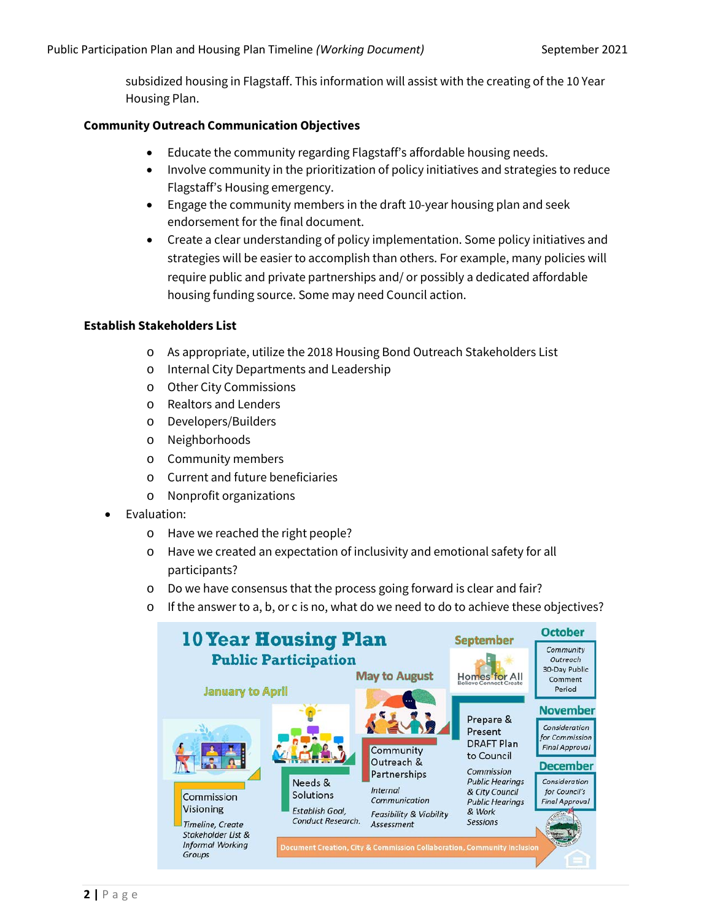subsidized housing in Flagstaff. This information will assist with the creating of the 10 Year Housing Plan.

**Community Outreach Communication Objectives**

- Educate the community regarding Flagstaff's affordable housing needs.
- Involve community in the prioritization of policy initiatives and strategies to reduce Flagstaff's Housing emergency.
- Engage the community members in the draft 10-year housing plan and seek endorsement for the final document.
- Create a clear understanding of policy implementation. Some policy initiatives and strategies will be easier to accomplish than others. For example, many policies will require public and private partnerships and/ or possibly a dedicated affordable housing funding source. Some may need Council action.

**Establish Stakeholders List**

- As appropriate, utilize the 2018 Housing Bond Outreach Stakeholders List
- Internal City Departments and Leadership
- Other City Commissions
- Realtors and Lenders
- Developers/Builders
- Neighborhoods
- Community members
- Current and future beneficiaries
- Nonprofit organizations

- Evaluation:
  - Have we reached the right people?
  - Have we created an expectation of inclusivity and emotional safety for all participants?
  - Do we have consensus that the process going forward is clear and fair?
  - If the answer to a, b, or c is no, what do we need to do to achieve these objectives?

**10 Year Housing Plan**
**Public Participation**

**January to April**
Commission Visioning
*Timeline, Create Stakeholder List & Informal Working Groups*

Needs & Solutions
*Establish Goal, Conduct Research.*

**May to August**
Community Outreach & Partnerships
*Internal Communication*
*Feasibility & Viability Assessment*

**September**
Homes for All — Believe Connect Create
Prepare & Present DRAFT Plan to Council
*Commission Public Hearings & City Council Public Hearings & Work Sessions*

**October**
*Community Outreach 30-Day Public Comment Period*

**November**
*Consideration for Commission Final Approval*

**December**
*Consideration for Council's Final Approval*

Document Creation, City & Commission Collaboration, Community Inclusion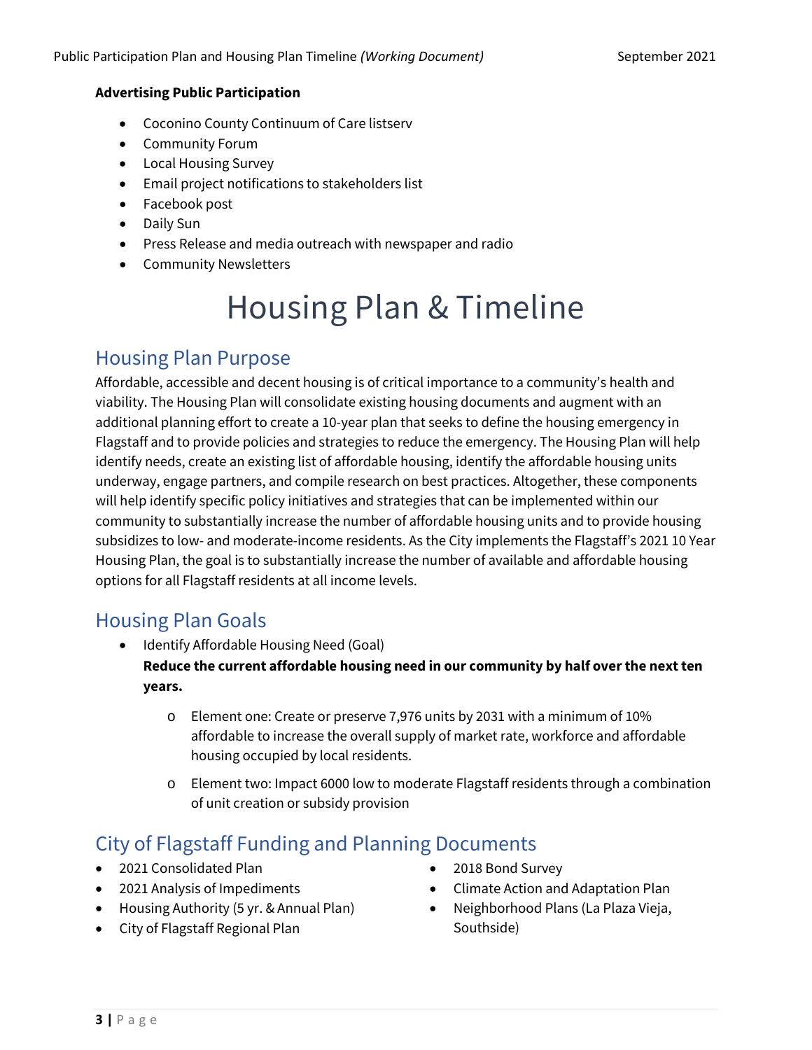**Advertising Public Participation**

- Coconino County Continuum of Care listserv
- Community Forum
- Local Housing Survey
- Email project notifications to stakeholders list
- Facebook post
- Daily Sun
- Press Release and media outreach with newspaper and radio
- Community Newsletters

# Housing Plan & Timeline

## Housing Plan Purpose

Affordable, accessible and decent housing is of critical importance to a community's health and viability. The Housing Plan will consolidate existing housing documents and augment with an additional planning effort to create a 10-year plan that seeks to define the housing emergency in Flagstaff and to provide policies and strategies to reduce the emergency. The Housing Plan will help identify needs, create an existing list of affordable housing, identify the affordable housing units underway, engage partners, and compile research on best practices. Altogether, these components will help identify specific policy initiatives and strategies that can be implemented within our community to substantially increase the number of affordable housing units and to provide housing subsidizes to low- and moderate-income residents. As the City implements the Flagstaff's 2021 10 Year Housing Plan, the goal is to substantially increase the number of available and affordable housing options for all Flagstaff residents at all income levels.

## Housing Plan Goals

- Identify Affordable Housing Need (Goal)
  **Reduce the current affordable housing need in our community by half over the next ten years.**
  - Element one: Create or preserve 7,976 units by 2031 with a minimum of 10% affordable to increase the overall supply of market rate, workforce and affordable housing occupied by local residents.
  - Element two: Impact 6000 low to moderate Flagstaff residents through a combination of unit creation or subsidy provision

## City of Flagstaff Funding and Planning Documents

- 2021 Consolidated Plan
- 2021 Analysis of Impediments
- Housing Authority (5 yr. & Annual Plan)
- City of Flagstaff Regional Plan
- 2018 Bond Survey
- Climate Action and Adaptation Plan
- Neighborhood Plans (La Plaza Vieja, Southside)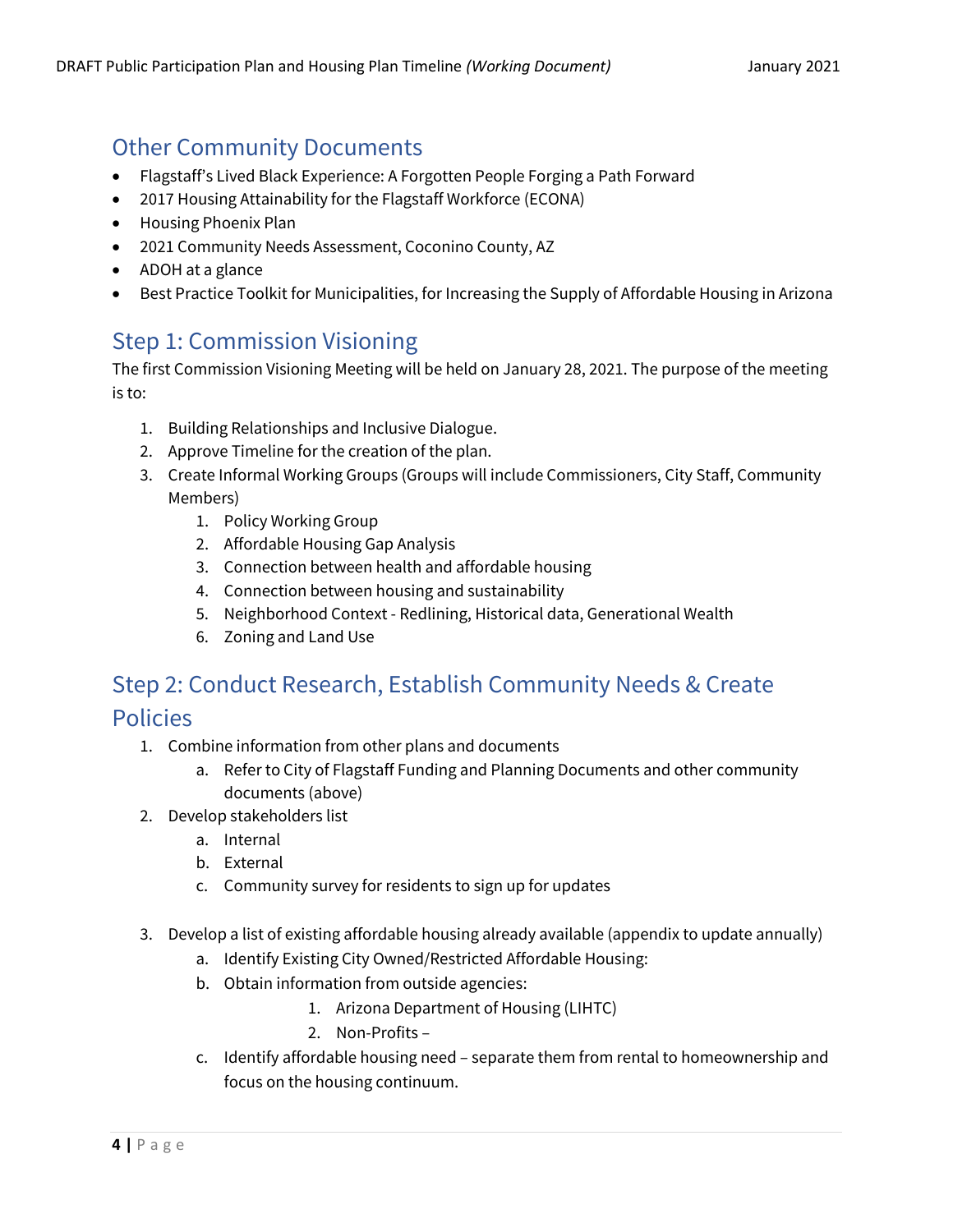## Other Community Documents

- Flagstaff's Lived Black Experience: A Forgotten People Forging a Path Forward
- 2017 Housing Attainability for the Flagstaff Workforce (ECONA)
- Housing Phoenix Plan
- 2021 Community Needs Assessment, Coconino County, AZ
- ADOH at a glance
- Best Practice Toolkit for Municipalities, for Increasing the Supply of Affordable Housing in Arizona

## Step 1: Commission Visioning

The first Commission Visioning Meeting will be held on January 28, 2021. The purpose of the meeting is to:

1. Building Relationships and Inclusive Dialogue.
2. Approve Timeline for the creation of the plan.
3. Create Informal Working Groups (Groups will include Commissioners, City Staff, Community Members)
    1. Policy Working Group
    2. Affordable Housing Gap Analysis
    3. Connection between health and affordable housing
    4. Connection between housing and sustainability
    5. Neighborhood Context - Redlining, Historical data, Generational Wealth
    6. Zoning and Land Use

## Step 2: Conduct Research, Establish Community Needs & Create Policies

1. Combine information from other plans and documents
    a. Refer to City of Flagstaff Funding and Planning Documents and other community documents (above)
2. Develop stakeholders list
    a. Internal
    b. External
    c. Community survey for residents to sign up for updates

3. Develop a list of existing affordable housing already available (appendix to update annually)
    a. Identify Existing City Owned/Restricted Affordable Housing:
    b. Obtain information from outside agencies:
        1. Arizona Department of Housing (LIHTC)
        2. Non-Profits –
    c. Identify affordable housing need – separate them from rental to homeownership and focus on the housing continuum.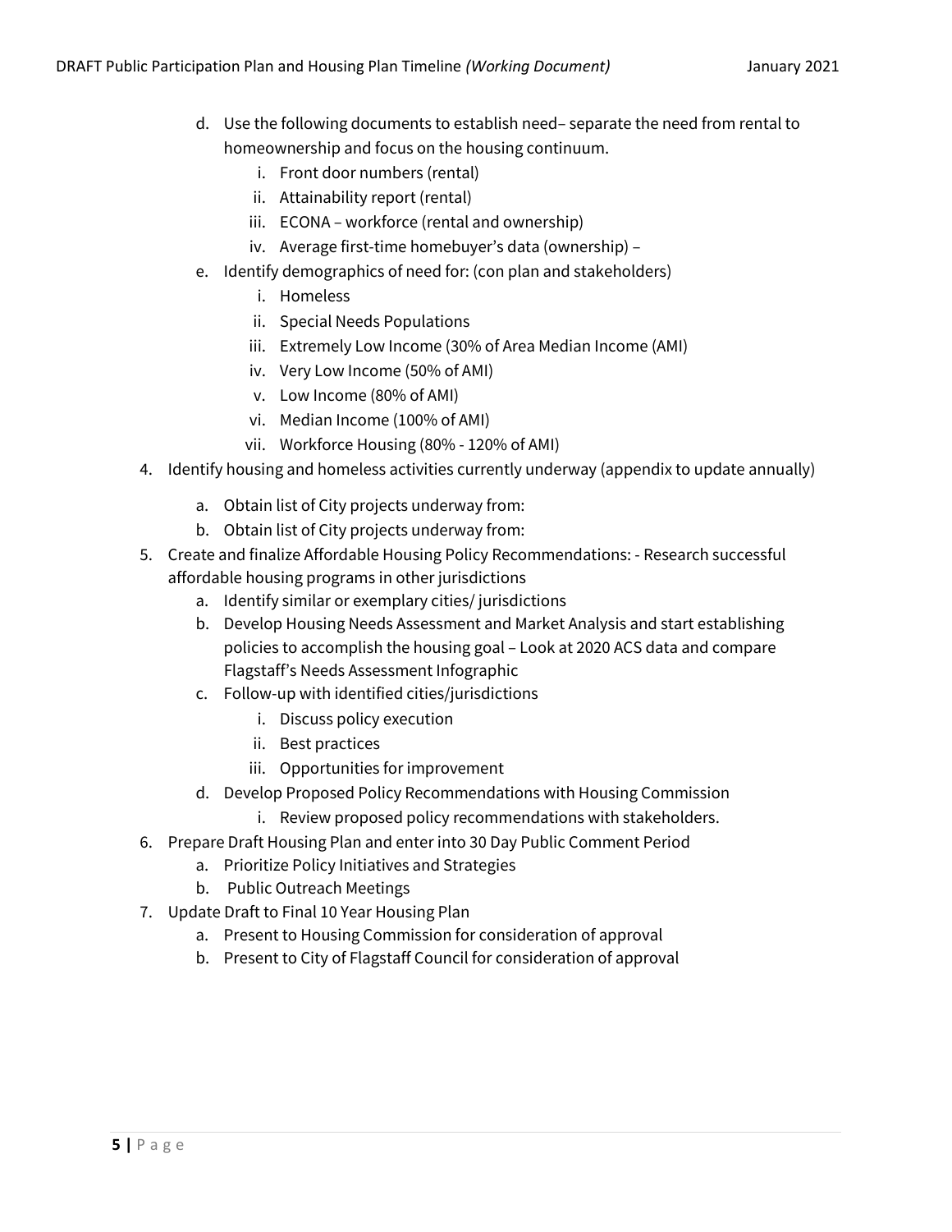d. Use the following documents to establish need– separate the need from rental to homeownership and focus on the housing continuum.
    i. Front door numbers (rental)
    ii. Attainability report (rental)
    iii. ECONA – workforce (rental and ownership)
    iv. Average first-time homebuyer's data (ownership) –

e. Identify demographics of need for: (con plan and stakeholders)
    i. Homeless
    ii. Special Needs Populations
    iii. Extremely Low Income (30% of Area Median Income (AMI)
    iv. Very Low Income (50% of AMI)
    v. Low Income (80% of AMI)
    vi. Median Income (100% of AMI)
    vii. Workforce Housing (80% - 120% of AMI)

4. Identify housing and homeless activities currently underway (appendix to update annually)
    a. Obtain list of City projects underway from:
    b. Obtain list of City projects underway from:

5. Create and finalize Affordable Housing Policy Recommendations: - Research successful affordable housing programs in other jurisdictions
    a. Identify similar or exemplary cities/ jurisdictions
    b. Develop Housing Needs Assessment and Market Analysis and start establishing policies to accomplish the housing goal – Look at 2020 ACS data and compare Flagstaff's Needs Assessment Infographic
    c. Follow-up with identified cities/jurisdictions
        i. Discuss policy execution
        ii. Best practices
        iii. Opportunities for improvement
    d. Develop Proposed Policy Recommendations with Housing Commission
        i. Review proposed policy recommendations with stakeholders.

6. Prepare Draft Housing Plan and enter into 30 Day Public Comment Period
    a. Prioritize Policy Initiatives and Strategies
    b. Public Outreach Meetings

7. Update Draft to Final 10 Year Housing Plan
    a. Present to Housing Commission for consideration of approval
    b. Present to City of Flagstaff Council for consideration of approval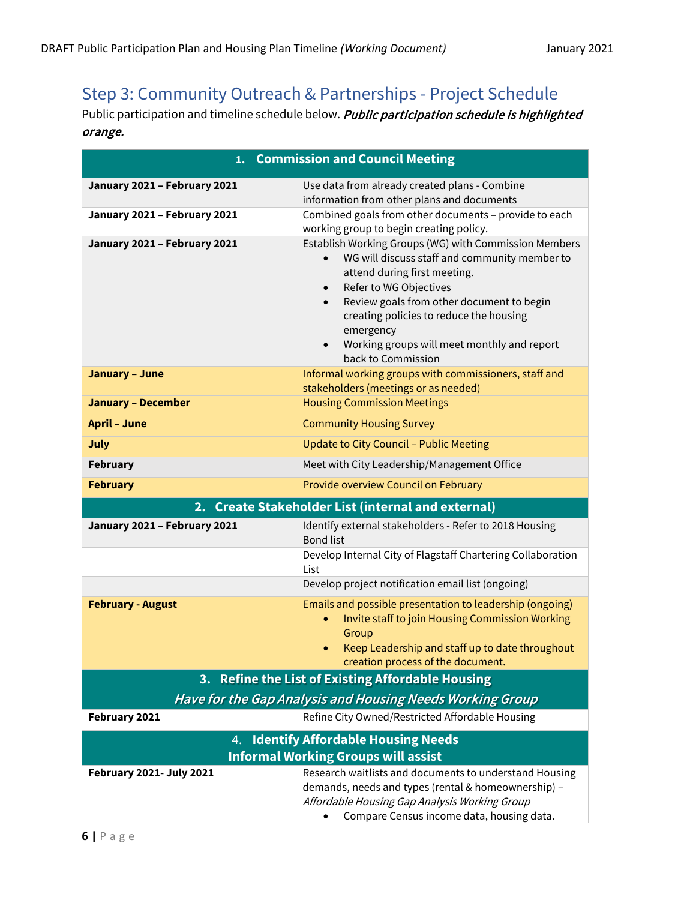## Step 3: Community Outreach & Partnerships - Project Schedule

Public participation and timeline schedule below. ***Public participation schedule is highlighted orange.***

| **1. Commission and Council Meeting** | |
|---|---|
| **January 2021 – February 2021** | Use data from already created plans - Combine information from other plans and documents |
| **January 2021 – February 2021** | Combined goals from other documents – provide to each working group to begin creating policy. |
| **January 2021 – February 2021** | Establish Working Groups (WG) with Commission Members<br>• WG will discuss staff and community member to attend during first meeting.<br>• Refer to WG Objectives<br>• Review goals from other document to begin creating policies to reduce the housing emergency<br>• Working groups will meet monthly and report back to Commission |
| **January – June** | Informal working groups with commissioners, staff and stakeholders (meetings or as needed) |
| **January – December** | Housing Commission Meetings |
| **April – June** | Community Housing Survey |
| **July** | Update to City Council – Public Meeting |
| **February** | Meet with City Leadership/Management Office |
| **February** | Provide overview Council on February |
| **2. Create Stakeholder List (internal and external)** | |
| **January 2021 – February 2021** | Identify external stakeholders - Refer to 2018 Housing Bond list |
| | Develop Internal City of Flagstaff Chartering Collaboration List |
| | Develop project notification email list (ongoing) |
| **February - August** | Emails and possible presentation to leadership (ongoing)<br>• Invite staff to join Housing Commission Working Group<br>• Keep Leadership and staff up to date throughout creation process of the document. |
| **3. Refine the List of Existing Affordable Housing** *Have for the Gap Analysis and Housing Needs Working Group* | |
| **February 2021** | Refine City Owned/Restricted Affordable Housing |
| **4. Identify Affordable Housing Needs** **Informal Working Groups will assist** | |
| **February 2021- July 2021** | Research waitlists and documents to understand Housing demands, needs and types (rental & homeownership) – *Affordable Housing Gap Analysis Working Group*<br>• Compare Census income data, housing data. |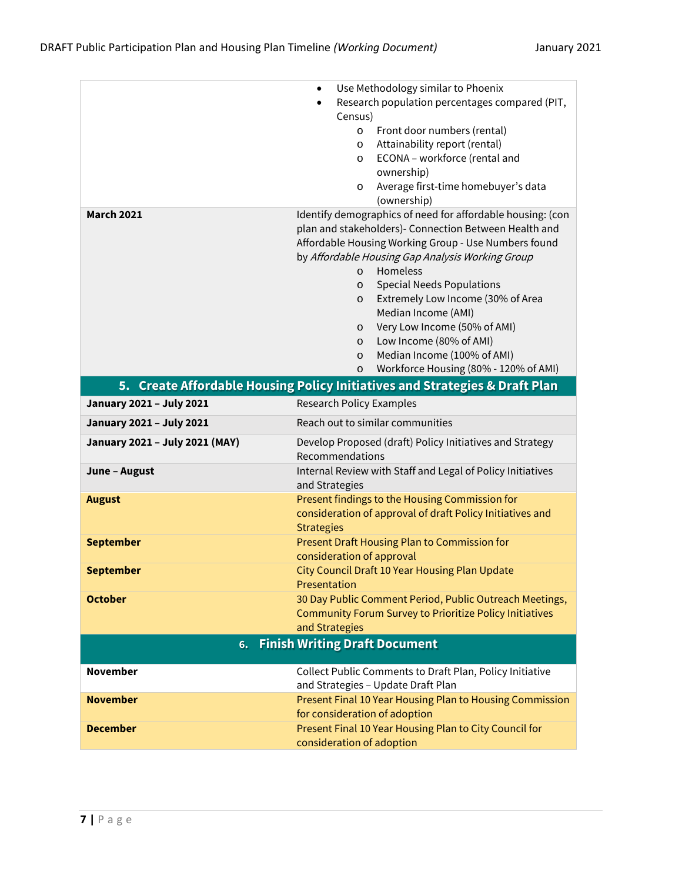| | |
|---|---|
| | • Use Methodology similar to Phoenix<br>• Research population percentages compared (PIT, Census)<br>  o Front door numbers (rental)<br>  o Attainability report (rental)<br>  o ECONA – workforce (rental and ownership)<br>  o Average first-time homebuyer's data (ownership) |
| **March 2021** | Identify demographics of need for affordable housing: (con plan and stakeholders)- Connection Between Health and Affordable Housing Working Group - Use Numbers found by *Affordable Housing Gap Analysis Working Group*<br>  o Homeless<br>  o Special Needs Populations<br>  o Extremely Low Income (30% of Area Median Income (AMI)<br>  o Very Low Income (50% of AMI)<br>  o Low Income (80% of AMI)<br>  o Median Income (100% of AMI)<br>  o Workforce Housing (80% - 120% of AMI) |
| **5. Create Affordable Housing Policy Initiatives and Strategies & Draft Plan** | |
| **January 2021 – July 2021** | Research Policy Examples |
| **January 2021 – July 2021** | Reach out to similar communities |
| **January 2021 – July 2021 (MAY)** | Develop Proposed (draft) Policy Initiatives and Strategy Recommendations |
| **June – August** | Internal Review with Staff and Legal of Policy Initiatives and Strategies |
| **August** | Present findings to the Housing Commission for consideration of approval of draft Policy Initiatives and Strategies |
| **September** | Present Draft Housing Plan to Commission for consideration of approval |
| **September** | City Council Draft 10 Year Housing Plan Update Presentation |
| **October** | 30 Day Public Comment Period, Public Outreach Meetings, Community Forum Survey to Prioritize Policy Initiatives and Strategies |
| **6. Finish Writing Draft Document** | |
| **November** | Collect Public Comments to Draft Plan, Policy Initiative and Strategies – Update Draft Plan |
| **November** | Present Final 10 Year Housing Plan to Housing Commission for consideration of adoption |
| **December** | Present Final 10 Year Housing Plan to City Council for consideration of adoption |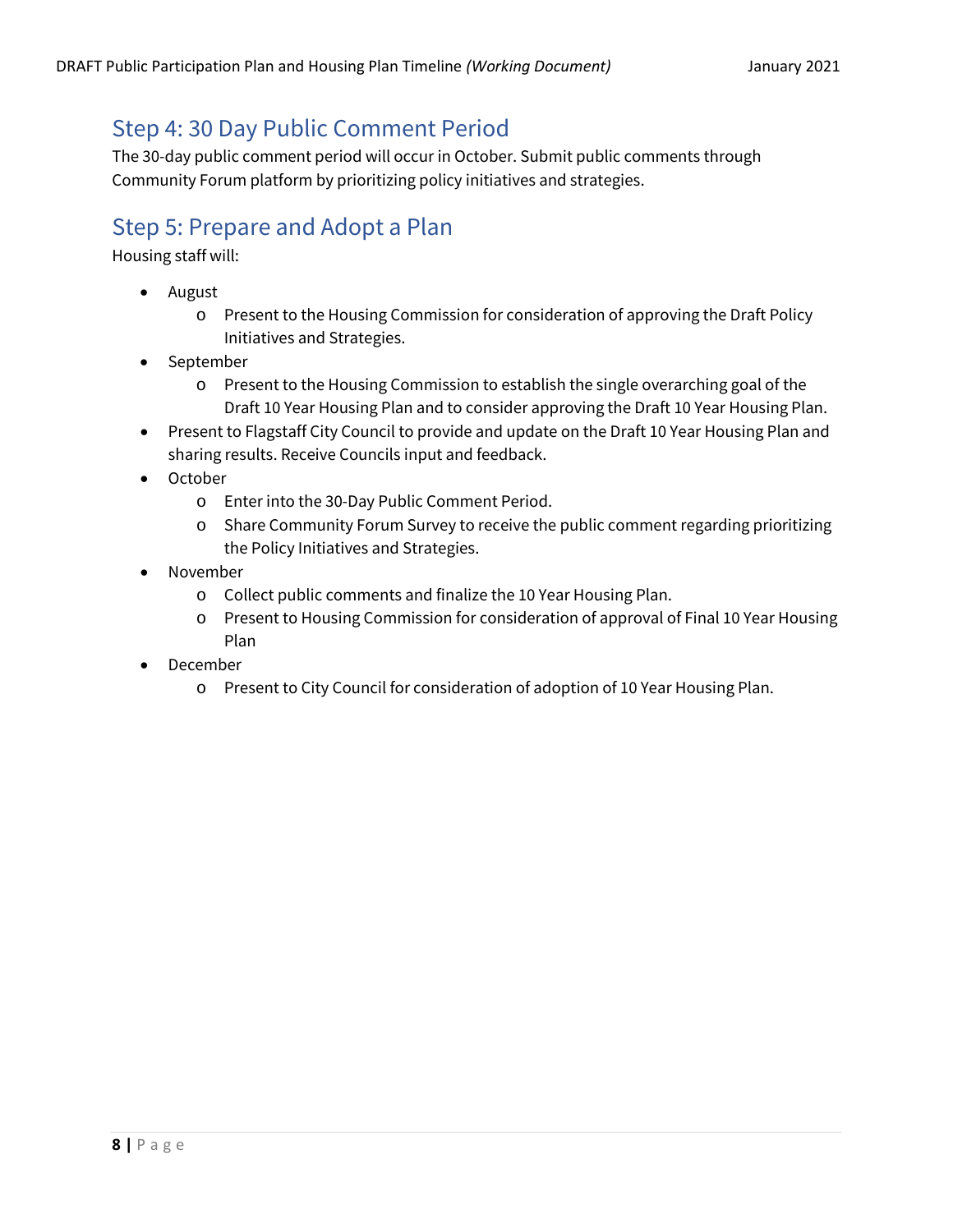## Step 4: 30 Day Public Comment Period

The 30-day public comment period will occur in October. Submit public comments through Community Forum platform by prioritizing policy initiatives and strategies.

## Step 5: Prepare and Adopt a Plan

Housing staff will:

- August
  - Present to the Housing Commission for consideration of approving the Draft Policy Initiatives and Strategies.
- September
  - Present to the Housing Commission to establish the single overarching goal of the Draft 10 Year Housing Plan and to consider approving the Draft 10 Year Housing Plan.
- Present to Flagstaff City Council to provide and update on the Draft 10 Year Housing Plan and sharing results. Receive Councils input and feedback.
- October
  - Enter into the 30-Day Public Comment Period.
  - Share Community Forum Survey to receive the public comment regarding prioritizing the Policy Initiatives and Strategies.
- November
  - Collect public comments and finalize the 10 Year Housing Plan.
  - Present to Housing Commission for consideration of approval of Final 10 Year Housing Plan
- December
  - Present to City Council for consideration of adoption of 10 Year Housing Plan.